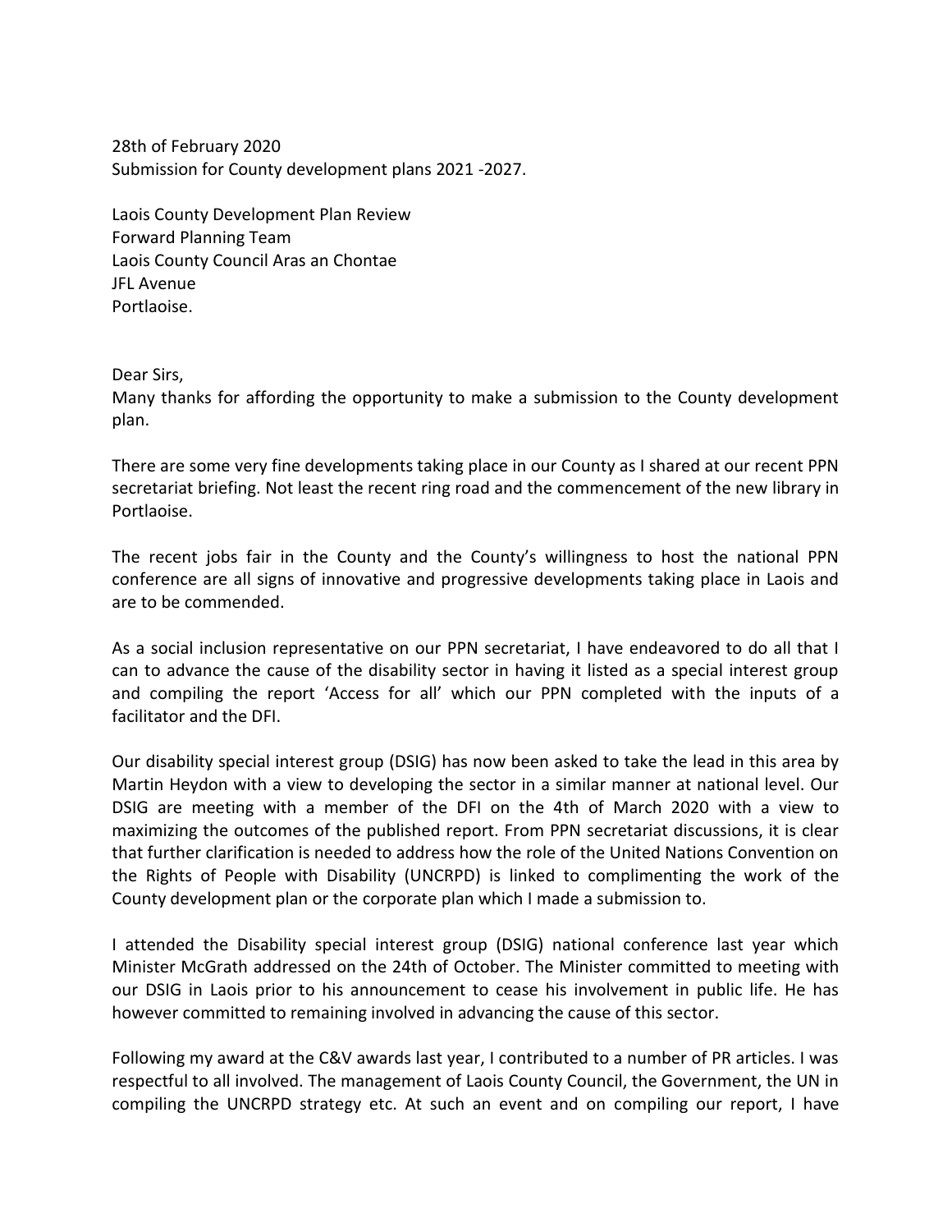28th of February 2020
Submission for County development plans 2021 -2027.

Laois County Development Plan Review
Forward Planning Team
Laois County Council Aras an Chontae
JFL Avenue
Portlaoise.

Dear Sirs,
Many thanks for affording the opportunity to make a submission to the County development plan.

There are some very fine developments taking place in our County as I shared at our recent PPN secretariat briefing. Not least the recent ring road and the commencement of the new library in Portlaoise.

The recent jobs fair in the County and the County's willingness to host the national PPN conference are all signs of innovative and progressive developments taking place in Laois and are to be commended.

As a social inclusion representative on our PPN secretariat, I have endeavored to do all that I can to advance the cause of the disability sector in having it listed as a special interest group and compiling the report 'Access for all' which our PPN completed with the inputs of a facilitator and the DFI.

Our disability special interest group (DSIG) has now been asked to take the lead in this area by Martin Heydon with a view to developing the sector in a similar manner at national level. Our DSIG are meeting with a member of the DFI on the 4th of March 2020 with a view to maximizing the outcomes of the published report. From PPN secretariat discussions, it is clear that further clarification is needed to address how the role of the United Nations Convention on the Rights of People with Disability (UNCRPD) is linked to complimenting the work of the County development plan or the corporate plan which I made a submission to.

I attended the Disability special interest group (DSIG) national conference last year which Minister McGrath addressed on the 24th of October. The Minister committed to meeting with our DSIG in Laois prior to his announcement to cease his involvement in public life. He has however committed to remaining involved in advancing the cause of this sector.

Following my award at the C&V awards last year, I contributed to a number of PR articles. I was respectful to all involved. The management of Laois County Council, the Government, the UN in compiling the UNCRPD strategy etc. At such an event and on compiling our report, I have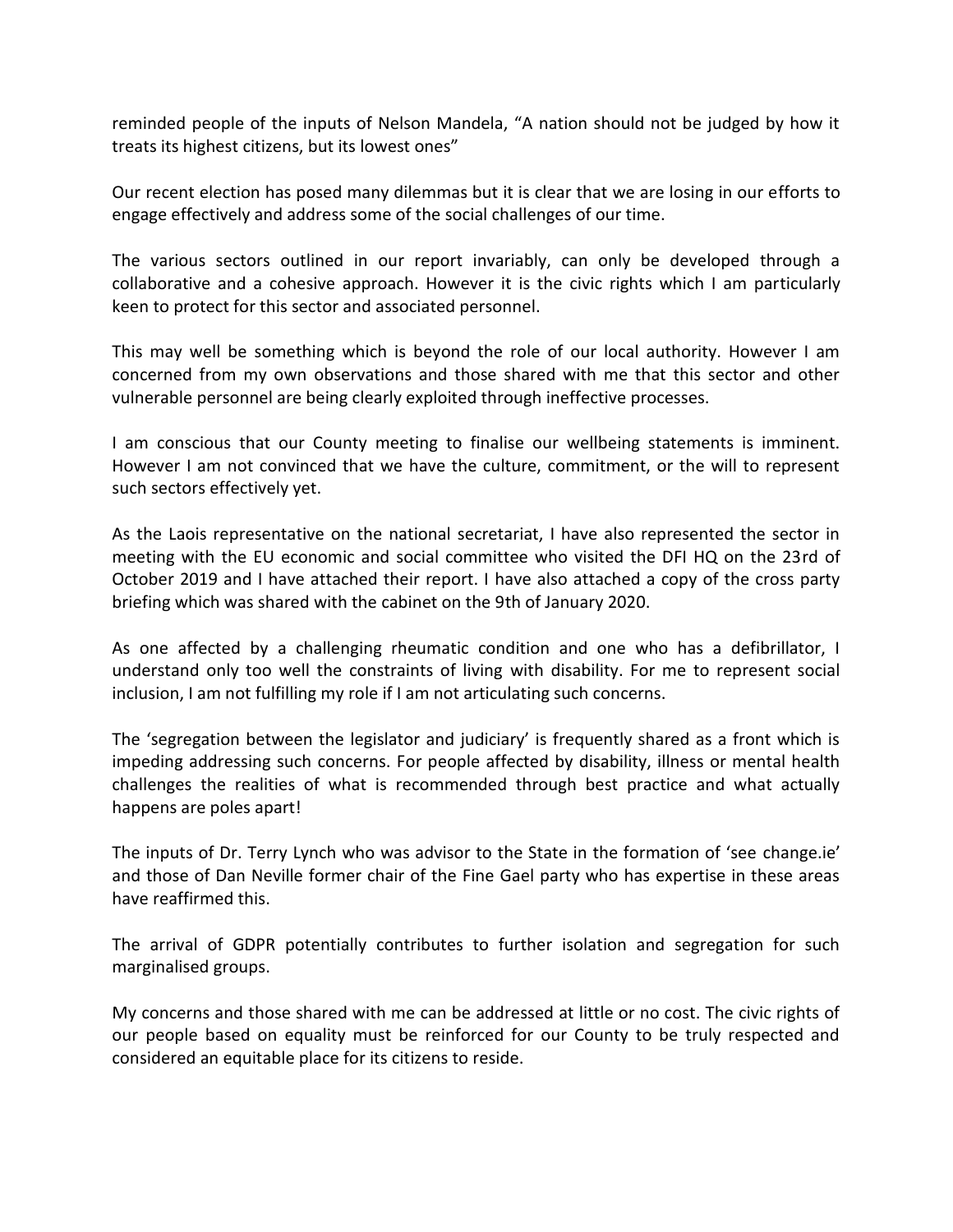reminded people of the inputs of Nelson Mandela, “A nation should not be judged by how it treats its highest citizens, but its lowest ones”

Our recent election has posed many dilemmas but it is clear that we are losing in our efforts to engage effectively and address some of the social challenges of our time.

The various sectors outlined in our report invariably, can only be developed through a collaborative and a cohesive approach. However it is the civic rights which I am particularly keen to protect for this sector and associated personnel.

This may well be something which is beyond the role of our local authority. However I am concerned from my own observations and those shared with me that this sector and other vulnerable personnel are being clearly exploited through ineffective processes.

I am conscious that our County meeting to finalise our wellbeing statements is imminent. However I am not convinced that we have the culture, commitment, or the will to represent such sectors effectively yet.

As the Laois representative on the national secretariat, I have also represented the sector in meeting with the EU economic and social committee who visited the DFI HQ on the 23rd of October 2019 and I have attached their report. I have also attached a copy of the cross party briefing which was shared with the cabinet on the 9th of January 2020.

As one affected by a challenging rheumatic condition and one who has a defibrillator, I understand only too well the constraints of living with disability. For me to represent social inclusion, I am not fulfilling my role if I am not articulating such concerns.

The ‘segregation between the legislator and judiciary’ is frequently shared as a front which is impeding addressing such concerns. For people affected by disability, illness or mental health challenges the realities of what is recommended through best practice and what actually happens are poles apart!

The inputs of Dr. Terry Lynch who was advisor to the State in the formation of ‘see change.ie’ and those of Dan Neville former chair of the Fine Gael party who has expertise in these areas have reaffirmed this.

The arrival of GDPR potentially contributes to further isolation and segregation for such marginalised groups.

My concerns and those shared with me can be addressed at little or no cost. The civic rights of our people based on equality must be reinforced for our County to be truly respected and considered an equitable place for its citizens to reside.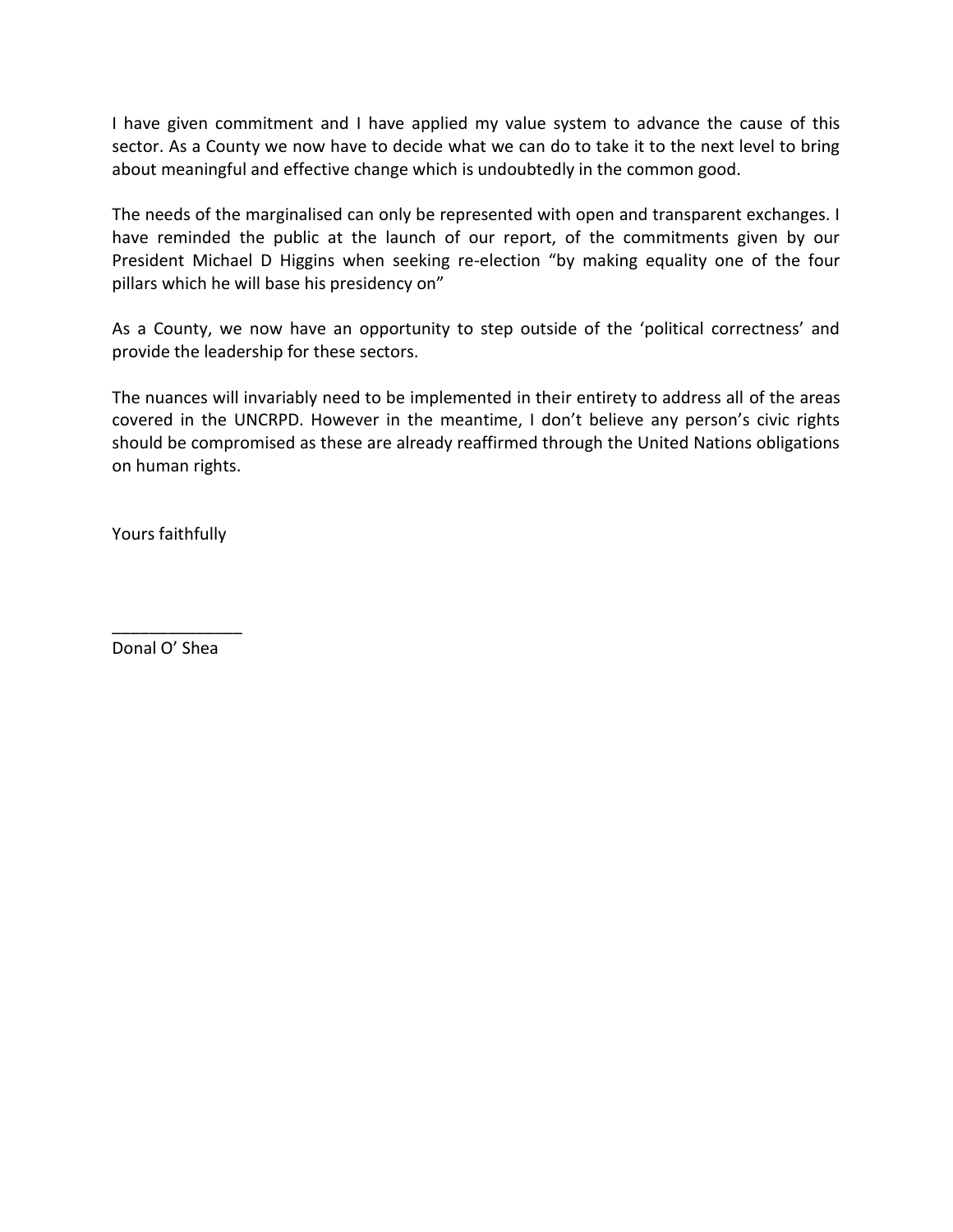I have given commitment and I have applied my value system to advance the cause of this sector. As a County we now have to decide what we can do to take it to the next level to bring about meaningful and effective change which is undoubtedly in the common good.

The needs of the marginalised can only be represented with open and transparent exchanges. I have reminded the public at the launch of our report, of the commitments given by our President Michael D Higgins when seeking re-election "by making equality one of the four pillars which he will base his presidency on"

As a County, we now have an opportunity to step outside of the 'political correctness' and provide the leadership for these sectors.

The nuances will invariably need to be implemented in their entirety to address all of the areas covered in the UNCRPD. However in the meantime, I don't believe any person's civic rights should be compromised as these are already reaffirmed through the United Nations obligations on human rights.

Yours faithfully

______________

Donal O' Shea